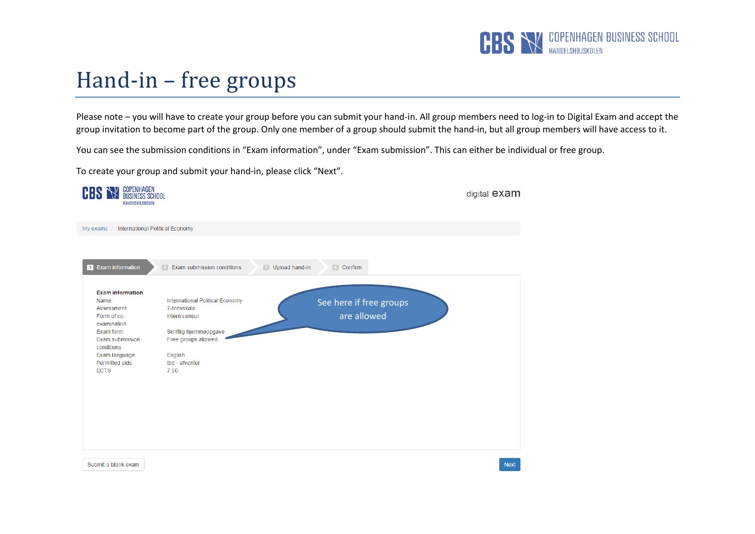# Hand-in – free groups

Please note – you will have to create your group before you can submit your hand-in. All group members need to log-in to Digital Exam and accept the group invitation to become part of the group. Only one member of a group should submit the hand-in, but all group members will have access to it.

You can see the submission conditions in “Exam information”, under “Exam submission”. This can either be individual or free group.

To create your group and submit your hand-in, please click “Next”.

digital exam

My exams / International Political Economy

1 Exam information | 2 Exam submission conditions | 3 Upload hand-in | 4 Confirm

**Exam information**

| | |
|---|---|
| Name: | International Political Economy |
| Assessment | 7-trinsskala |
| Form of co-examination | intern censur |
| Exam form | Skriftlig hjemmeopgave |
| Exam submission conditions | Free groups allowed |
| Exam language | English |
| Permitted aids | tbd - afventer |
| ECTS | 7,50 |

See here if free groups are allowed

Submit a blank exam

Next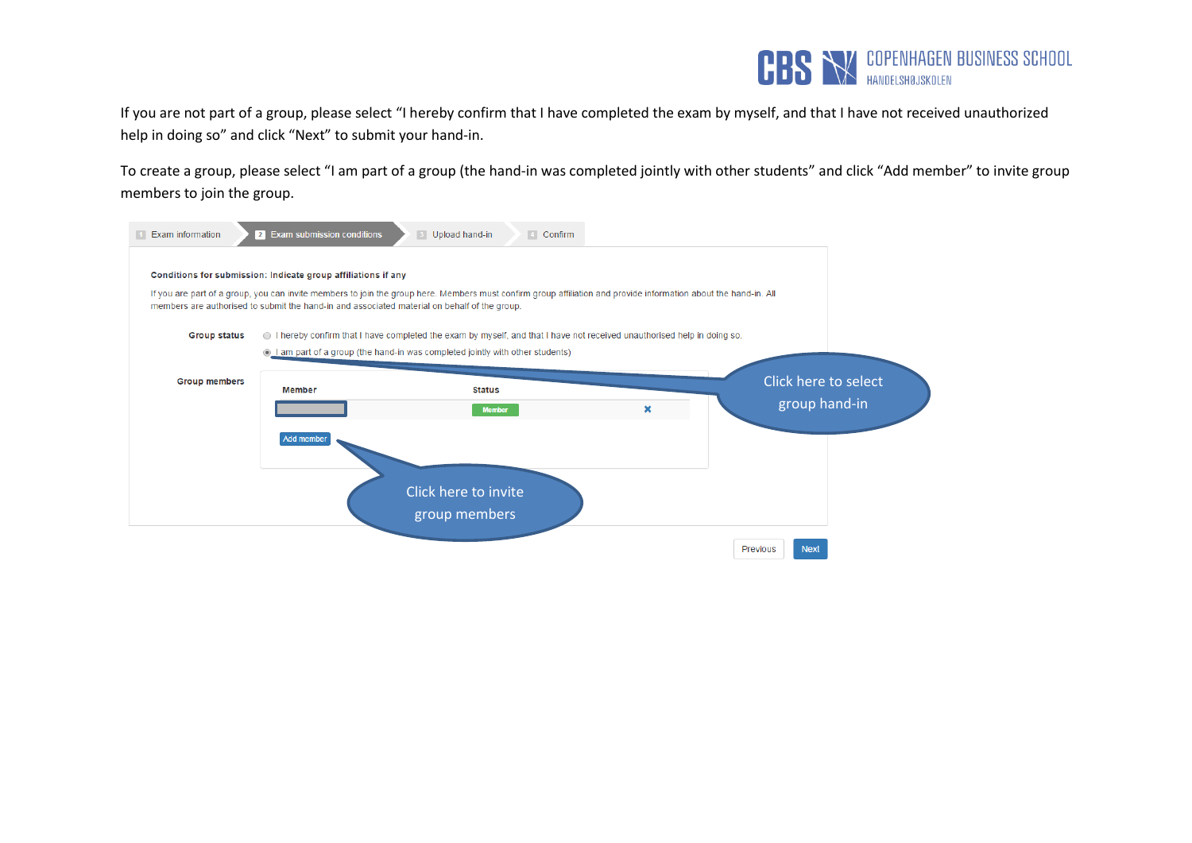If you are not part of a group, please select "I hereby confirm that I have completed the exam by myself, and that I have not received unauthorized help in doing so" and click "Next" to submit your hand-in.

To create a group, please select "I am part of a group (the hand-in was completed jointly with other students" and click "Add member" to invite group members to join the group.

1 Exam information | 2 Exam submission conditions | 3 Upload hand-in | 4 Confirm

**Conditions for submission: Indicate group affiliations if any**

If you are part of a group, you can invite members to join the group here. Members must confirm group affiliation and provide information about the hand-in. All members are authorised to submit the hand-in and associated material on behalf of the group.

**Group status**

- I hereby confirm that I have completed the exam by myself, and that I have not received unauthorised help in doing so.
- I am part of a group (the hand-in was completed jointly with other students)

Click here to select group hand-in

**Group members**

| Member | Status | |
|---|---|---|
| | Member | ✖ |

Add member

Click here to invite group members

Previous | Next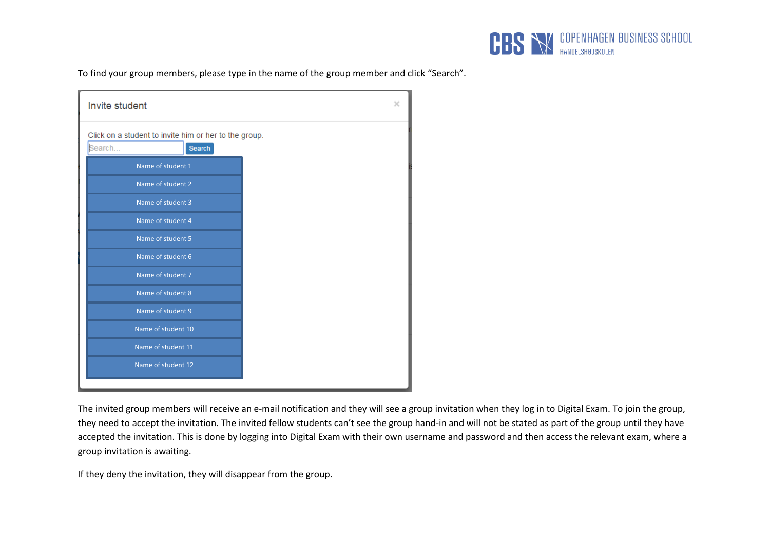To find your group members, please type in the name of the group member and click "Search".

The invited group members will receive an e-mail notification and they will see a group invitation when they log in to Digital Exam. To join the group, they need to accept the invitation. The invited fellow students can't see the group hand-in and will not be stated as part of the group until they have accepted the invitation. This is done by logging into Digital Exam with their own username and password and then access the relevant exam, where a group invitation is awaiting.

If they deny the invitation, they will disappear from the group.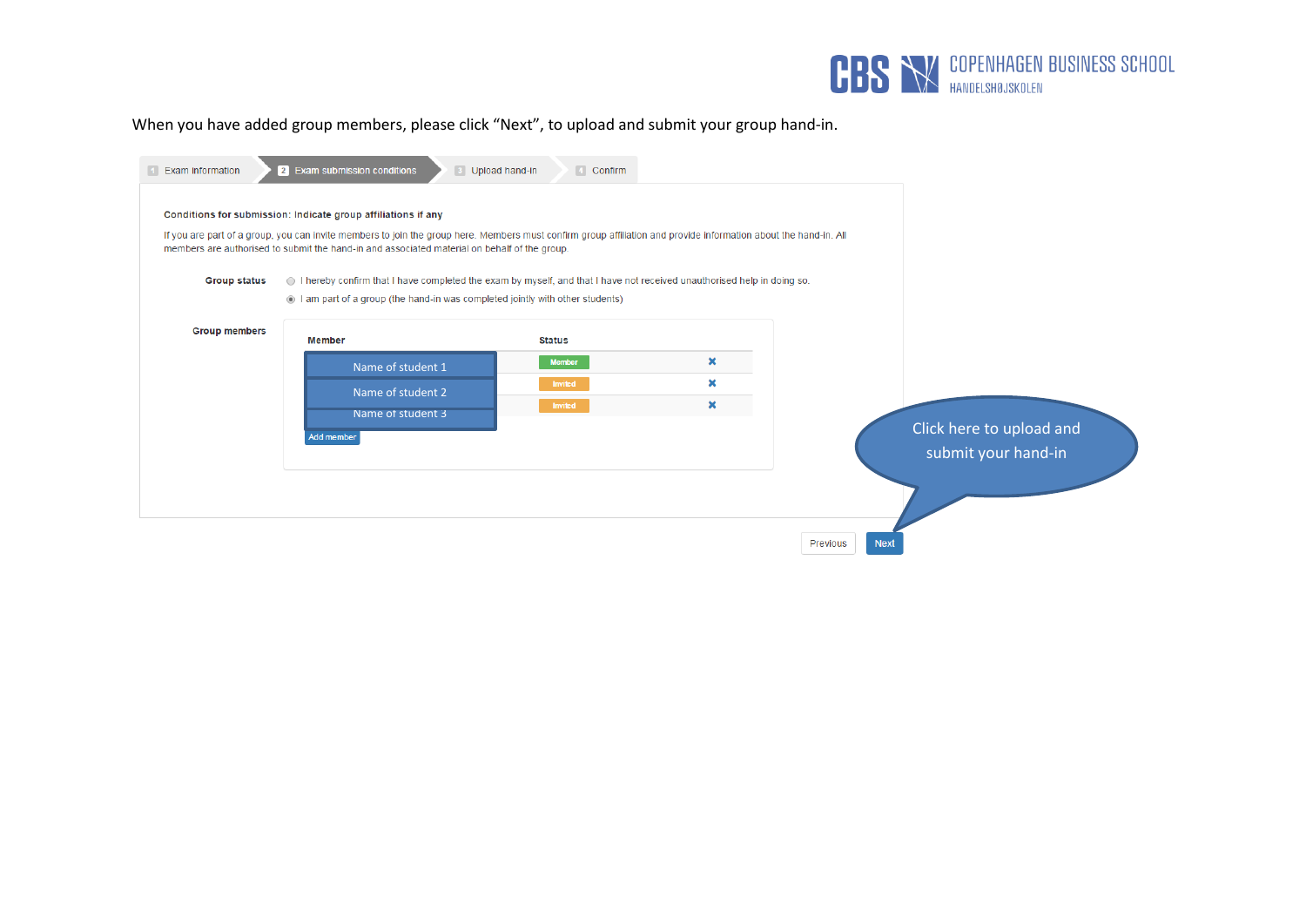When you have added group members, please click “Next”, to upload and submit your group hand-in.

1 Exam information | 2 Exam submission conditions | 3 Upload hand-in | 4 Confirm

**Conditions for submission: Indicate group affiliations if any**

If you are part of a group, you can invite members to join the group here. Members must confirm group affiliation and provide information about the hand-in. All members are authorised to submit the hand-in and associated material on behalf of the group.

**Group status**

- I hereby confirm that I have completed the exam by myself, and that I have not received unauthorised help in doing so.
- I am part of a group (the hand-in was completed jointly with other students)

**Group members**

| Member | Status | |
|---|---|---|
| Name of student 1 | Member | ✖ |
| Name of student 2 | Invited | ✖ |
| Name of student 3 | Invited | ✖ |

Add member

Click here to upload and submit your hand-in

Previous | Next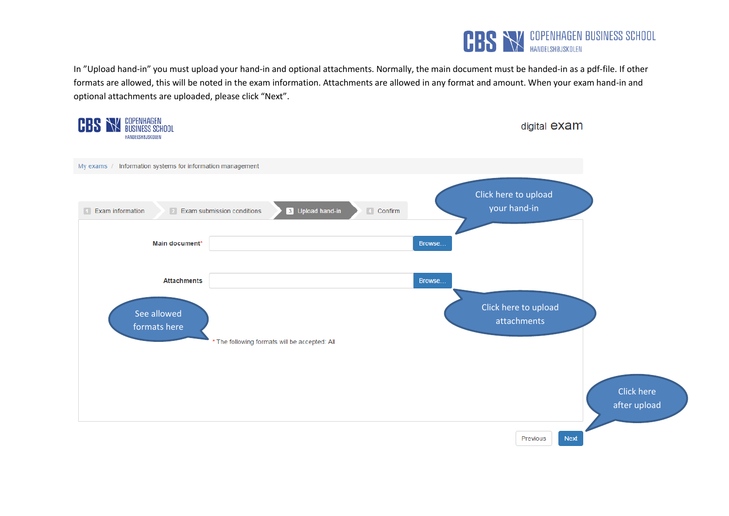In "Upload hand-in" you must upload your hand-in and optional attachments. Normally, the main document must be handed-in as a pdf-file. If other formats are allowed, this will be noted in the exam information. Attachments are allowed in any format and amount. When your exam hand-in and optional attachments are uploaded, please click "Next".

digital exam

My exams / Information systems for information management

1 Exam information | 2 Exam submission conditions | 3 Upload hand-in | 4 Confirm

Click here to upload your hand-in

Main document* Browse...

Attachments Browse...

See allowed formats here

Click here to upload attachments

* The following formats will be accepted: All

Click here after upload

Previous Next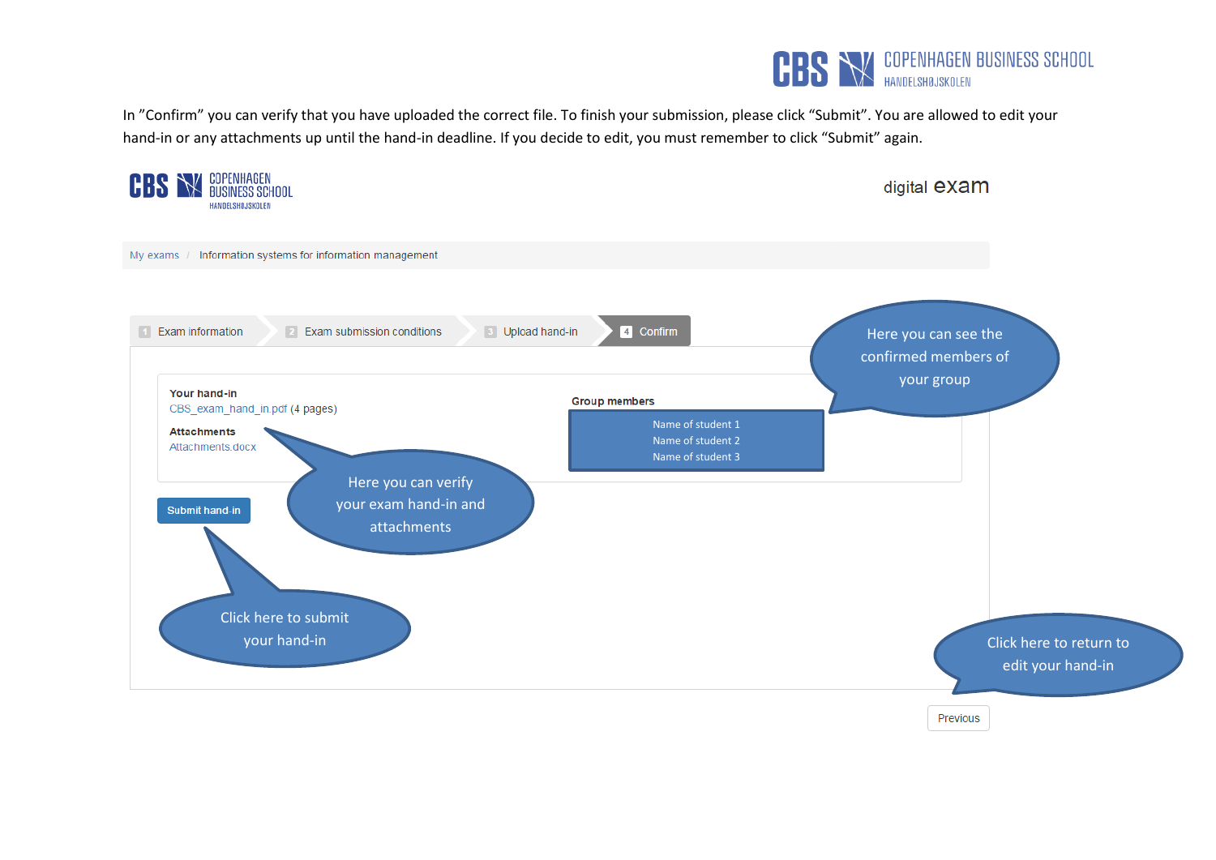In "Confirm" you can verify that you have uploaded the correct file. To finish your submission, please click "Submit". You are allowed to edit your hand-in or any attachments up until the hand-in deadline. If you decide to edit, you must remember to click "Submit" again.

digital exam

My exams / Information systems for information management

1 Exam information | 2 Exam submission conditions | 3 Upload hand-in | 4 Confirm

**Your hand-in**
CBS_exam_hand_in.pdf (4 pages)

**Attachments**
Attachments.docx

**Group members**
Name of student 1
Name of student 2
Name of student 3

Submit hand-in

Previous

Here you can see the confirmed members of your group

Here you can verify your exam hand-in and attachments

Click here to submit your hand-in

Click here to return to edit your hand-in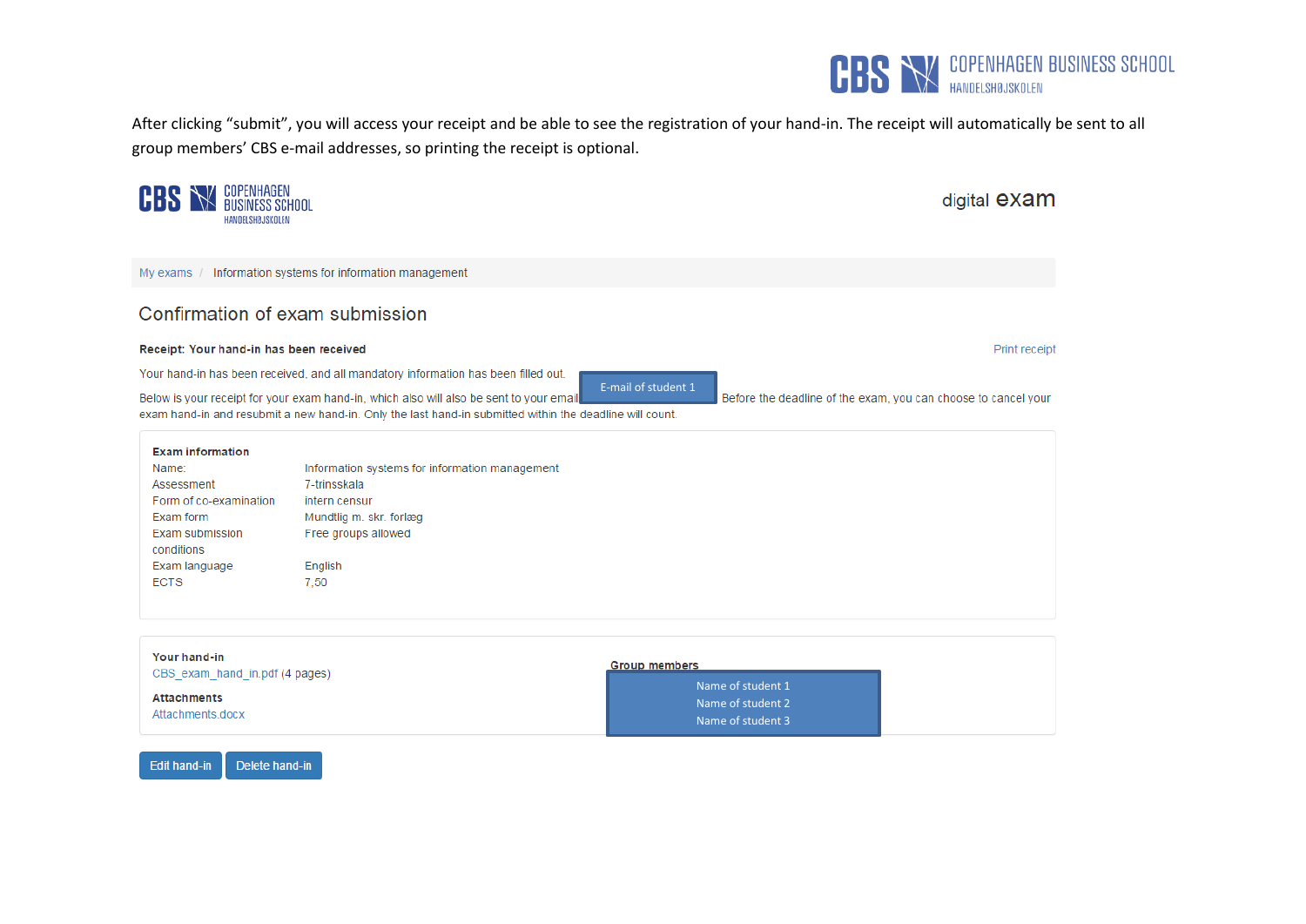After clicking "submit", you will access your receipt and be able to see the registration of your hand-in. The receipt will automatically be sent to all group members' CBS e-mail addresses, so printing the receipt is optional.

CBS COPENHAGEN BUSINESS SCHOOL HANDELSHØJSKOLEN

digital exam

My exams / Information systems for information management

## Confirmation of exam submission

**Receipt: Your hand-in has been received**

Print receipt

Your hand-in has been received, and all mandatory information has been filled out.

Below is your receipt for your exam hand-in, which also will also be sent to your email E-mail of student 1 Before the deadline of the exam, you can choose to cancel your exam hand-in and resubmit a new hand-in. Only the last hand-in submitted within the deadline will count.

**Exam information**

| | |
|---|---|
| Name: | Information systems for information management |
| Assessment | 7-trinsskala |
| Form of co-examination | intern censur |
| Exam form | Mundtlig m. skr. forlæg |
| Exam submission conditions | Free groups allowed |
| Exam language | English |
| ECTS | 7,50 |

**Your hand-in**

CBS_exam_hand_in.pdf (4 pages)

**Attachments**

Attachments.docx

**Group members**

Name of student 1
Name of student 2
Name of student 3

Edit hand-in | Delete hand-in